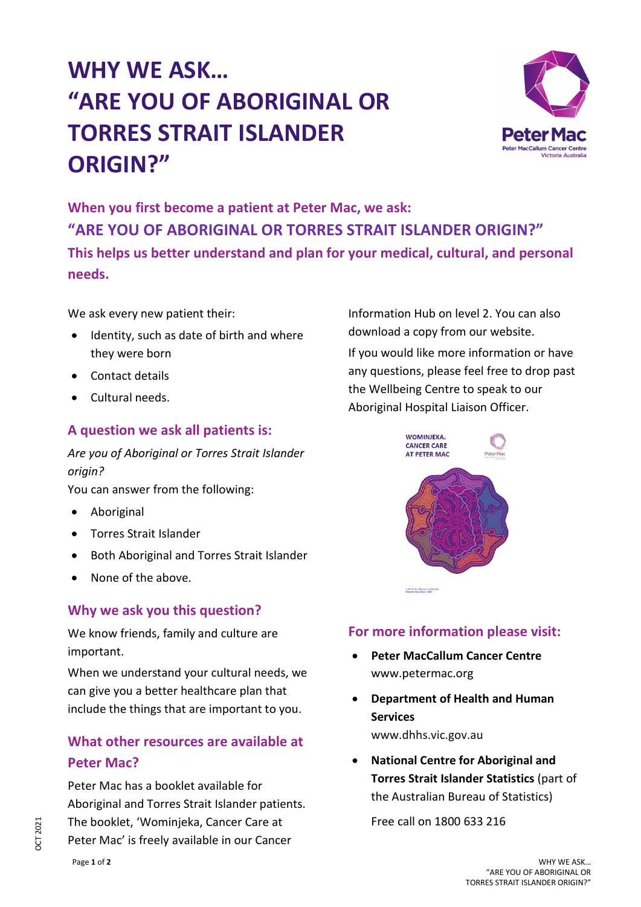# WHY WE ASK… "ARE YOU OF ABORIGINAL OR TORRES STRAIT ISLANDER ORIGIN?"

**When you first become a patient at Peter Mac, we ask:**
**"ARE YOU OF ABORIGINAL OR TORRES STRAIT ISLANDER ORIGIN?"**
**This helps us better understand and plan for your medical, cultural, and personal needs.**

We ask every new patient their:

- Identity, such as date of birth and where they were born
- Contact details
- Cultural needs.

## A question we ask all patients is:

*Are you of Aboriginal or Torres Strait Islander origin?*

You can answer from the following:

- Aboriginal
- Torres Strait Islander
- Both Aboriginal and Torres Strait Islander
- None of the above.

## Why we ask you this question?

We know friends, family and culture are important.

When we understand your cultural needs, we can give you a better healthcare plan that include the things that are important to you.

## What other resources are available at Peter Mac?

Peter Mac has a booklet available for Aboriginal and Torres Strait Islander patients. The booklet, 'Wominjeka, Cancer Care at Peter Mac' is freely available in our Cancer Information Hub on level 2. You can also download a copy from our website.

If you would like more information or have any questions, please feel free to drop past the Wellbeing Centre to speak to our Aboriginal Hospital Liaison Officer.

## For more information please visit:

- **Peter MacCallum Cancer Centre**
  www.petermac.org
- **Department of Health and Human Services**
  www.dhhs.vic.gov.au
- **National Centre for Aboriginal and Torres Strait Islander Statistics** (part of the Australian Bureau of Statistics)

  Free call on 1800 633 216

OCT 2021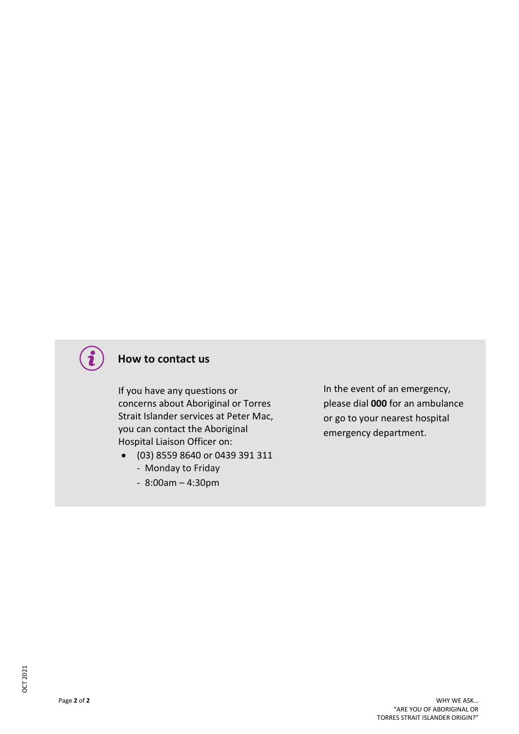## How to contact us

If you have any questions or concerns about Aboriginal or Torres Strait Islander services at Peter Mac, you can contact the Aboriginal Hospital Liaison Officer on:

- (03) 8559 8640 or 0439 391 311
  - Monday to Friday
  - 8:00am – 4:30pm

In the event of an emergency, please dial **000** for an ambulance or go to your nearest hospital emergency department.

OCT 2021